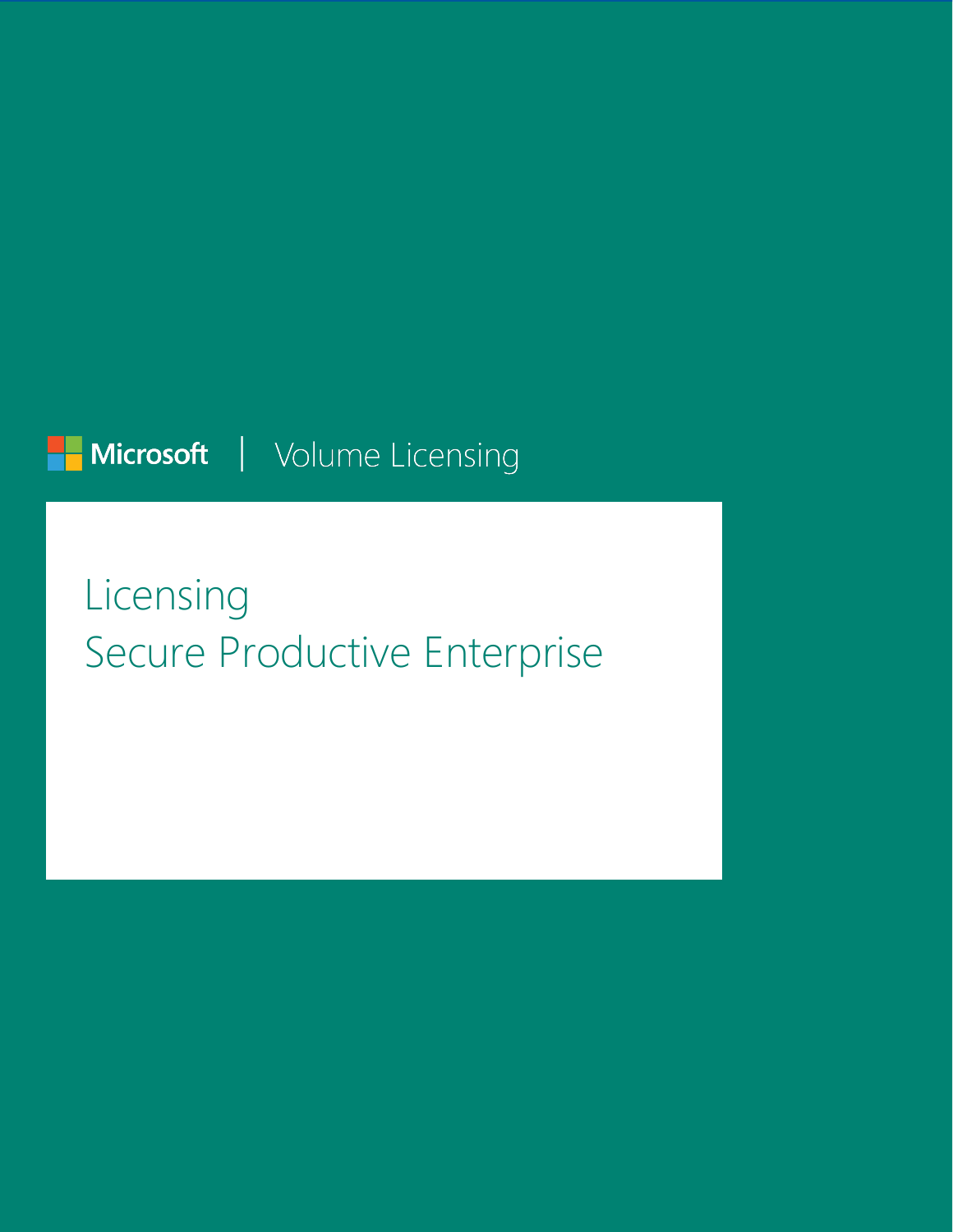Microsoft | Volume Licensing

# Licensing Secure Productive Enterprise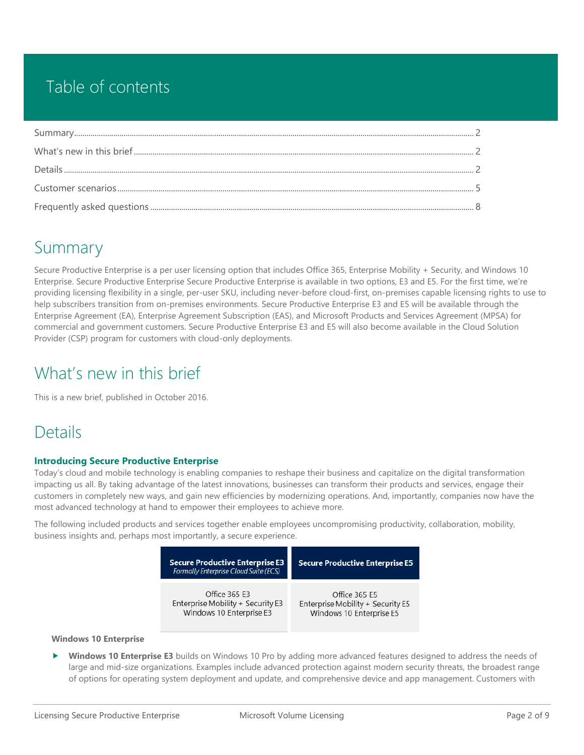# Table of contents

Summary .......... 2
What's new in this brief .......... 2
Details .......... 2
Customer scenarios .......... 5
Frequently asked questions .......... 8

# Summary

Secure Productive Enterprise is a per user licensing option that includes Office 365, Enterprise Mobility + Security, and Windows 10 Enterprise. Secure Productive Enterprise Secure Productive Enterprise is available in two options, E3 and E5. For the first time, we're providing licensing flexibility in a single, per-user SKU, including never-before cloud-first, on-premises capable licensing rights to use to help subscribers transition from on-premises environments. Secure Productive Enterprise E3 and E5 will be available through the Enterprise Agreement (EA), Enterprise Agreement Subscription (EAS), and Microsoft Products and Services Agreement (MPSA) for commercial and government customers. Secure Productive Enterprise E3 and E5 will also become available in the Cloud Solution Provider (CSP) program for customers with cloud-only deployments.

# What's new in this brief

This is a new brief, published in October 2016.

# Details

**Introducing Secure Productive Enterprise**

Today's cloud and mobile technology is enabling companies to reshape their business and capitalize on the digital transformation impacting us all. By taking advantage of the latest innovations, businesses can transform their products and services, engage their customers in completely new ways, and gain new efficiencies by modernizing operations. And, importantly, companies now have the most advanced technology at hand to empower their employees to achieve more.

The following included products and services together enable employees uncompromising productivity, collaboration, mobility, business insights and, perhaps most importantly, a secure experience.

| **Secure Productive Enterprise E3** *Formally Enterprise Cloud Suite (ECS)* | **Secure Productive Enterprise E5** |
|---|---|
| Office 365 E3<br>Enterprise Mobility + Security E3<br>Windows 10 Enterprise E3 | Office 365 E5<br>Enterprise Mobility + Security E5<br>Windows 10 Enterprise E5 |

**Windows 10 Enterprise**

- **Windows 10 Enterprise E3** builds on Windows 10 Pro by adding more advanced features designed to address the needs of large and mid-size organizations. Examples include advanced protection against modern security threats, the broadest range of options for operating system deployment and update, and comprehensive device and app management. Customers with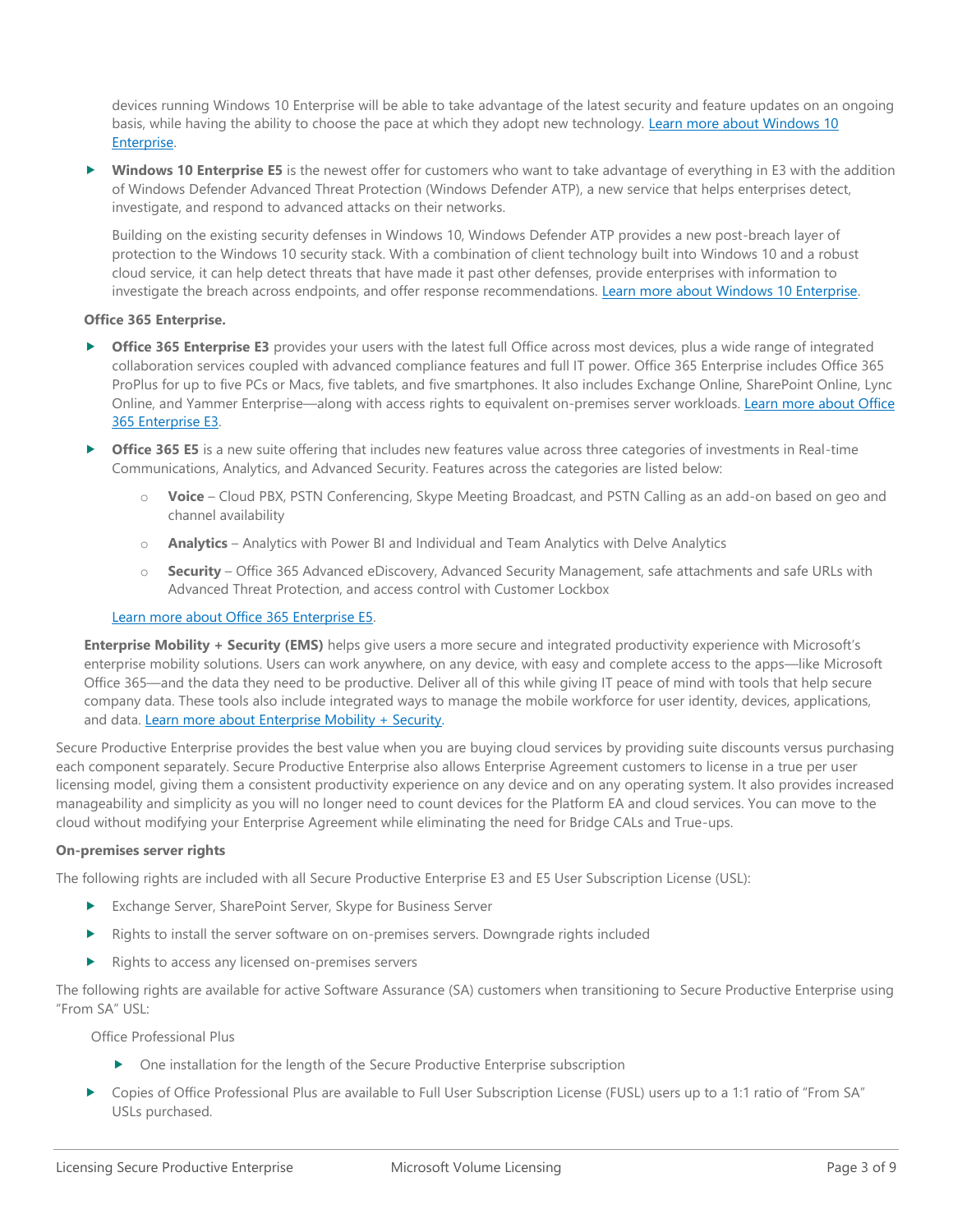devices running Windows 10 Enterprise will be able to take advantage of the latest security and feature updates on an ongoing basis, while having the ability to choose the pace at which they adopt new technology. [Learn more about Windows 10 Enterprise](#).

- **Windows 10 Enterprise E5** is the newest offer for customers who want to take advantage of everything in E3 with the addition of Windows Defender Advanced Threat Protection (Windows Defender ATP), a new service that helps enterprises detect, investigate, and respond to advanced attacks on their networks.

  Building on the existing security defenses in Windows 10, Windows Defender ATP provides a new post-breach layer of protection to the Windows 10 security stack. With a combination of client technology built into Windows 10 and a robust cloud service, it can help detect threats that have made it past other defenses, provide enterprises with information to investigate the breach across endpoints, and offer response recommendations. [Learn more about Windows 10 Enterprise](#).

**Office 365 Enterprise.**

- **Office 365 Enterprise E3** provides your users with the latest full Office across most devices, plus a wide range of integrated collaboration services coupled with advanced compliance features and full IT power. Office 365 Enterprise includes Office 365 ProPlus for up to five PCs or Macs, five tablets, and five smartphones. It also includes Exchange Online, SharePoint Online, Lync Online, and Yammer Enterprise—along with access rights to equivalent on-premises server workloads. [Learn more about Office 365 Enterprise E3](#).
- **Office 365 E5** is a new suite offering that includes new features value across three categories of investments in Real-time Communications, Analytics, and Advanced Security. Features across the categories are listed below:
  - **Voice** – Cloud PBX, PSTN Conferencing, Skype Meeting Broadcast, and PSTN Calling as an add-on based on geo and channel availability
  - **Analytics** – Analytics with Power BI and Individual and Team Analytics with Delve Analytics
  - **Security** – Office 365 Advanced eDiscovery, Advanced Security Management, safe attachments and safe URLs with Advanced Threat Protection, and access control with Customer Lockbox

  [Learn more about Office 365 Enterprise E5](#).

**Enterprise Mobility + Security (EMS)** helps give users a more secure and integrated productivity experience with Microsoft's enterprise mobility solutions. Users can work anywhere, on any device, with easy and complete access to the apps—like Microsoft Office 365—and the data they need to be productive. Deliver all of this while giving IT peace of mind with tools that help secure company data. These tools also include integrated ways to manage the mobile workforce for user identity, devices, applications, and data. [Learn more about Enterprise Mobility + Security](#).

Secure Productive Enterprise provides the best value when you are buying cloud services by providing suite discounts versus purchasing each component separately. Secure Productive Enterprise also allows Enterprise Agreement customers to license in a true per user licensing model, giving them a consistent productivity experience on any device and on any operating system. It also provides increased manageability and simplicity as you will no longer need to count devices for the Platform EA and cloud services. You can move to the cloud without modifying your Enterprise Agreement while eliminating the need for Bridge CALs and True-ups.

**On-premises server rights**

The following rights are included with all Secure Productive Enterprise E3 and E5 User Subscription License (USL):

- Exchange Server, SharePoint Server, Skype for Business Server
- Rights to install the server software on on-premises servers. Downgrade rights included
- Rights to access any licensed on-premises servers

The following rights are available for active Software Assurance (SA) customers when transitioning to Secure Productive Enterprise using "From SA" USL:

Office Professional Plus

- One installation for the length of the Secure Productive Enterprise subscription
- Copies of Office Professional Plus are available to Full User Subscription License (FUSL) users up to a 1:1 ratio of "From SA" USLs purchased.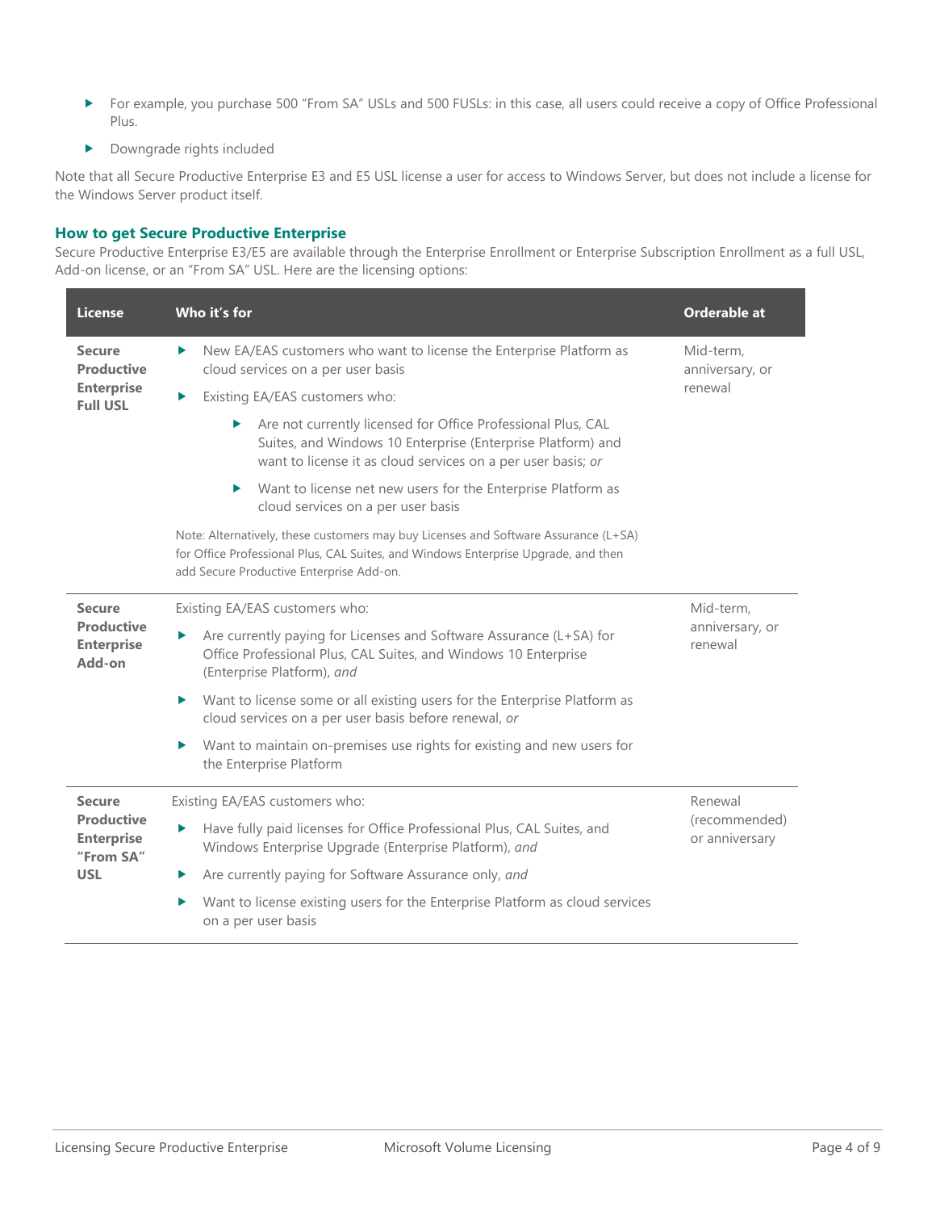- For example, you purchase 500 "From SA" USLs and 500 FUSLs: in this case, all users could receive a copy of Office Professional Plus.
- Downgrade rights included

Note that all Secure Productive Enterprise E3 and E5 USL license a user for access to Windows Server, but does not include a license for the Windows Server product itself.

### How to get Secure Productive Enterprise

Secure Productive Enterprise E3/E5 are available through the Enterprise Enrollment or Enterprise Subscription Enrollment as a full USL, Add-on license, or an "From SA" USL. Here are the licensing options:

| License | Who it's for | Orderable at |
|---|---|---|
| **Secure Productive Enterprise Full USL** | <ul><li>New EA/EAS customers who want to license the Enterprise Platform as cloud services on a per user basis</li><li>Existing EA/EAS customers who:<ul><li>Are not currently licensed for Office Professional Plus, CAL Suites, and Windows 10 Enterprise (Enterprise Platform) and want to license it as cloud services on a per user basis; *or*</li><li>Want to license net new users for the Enterprise Platform as cloud services on a per user basis</li></ul></li></ul>Note: Alternatively, these customers may buy Licenses and Software Assurance (L+SA) for Office Professional Plus, CAL Suites, and Windows Enterprise Upgrade, and then add Secure Productive Enterprise Add-on. | Mid-term, anniversary, or renewal |
| **Secure Productive Enterprise Add-on** | Existing EA/EAS customers who:<ul><li>Are currently paying for Licenses and Software Assurance (L+SA) for Office Professional Plus, CAL Suites, and Windows 10 Enterprise (Enterprise Platform), *and*</li><li>Want to license some or all existing users for the Enterprise Platform as cloud services on a per user basis before renewal, *or*</li><li>Want to maintain on-premises use rights for existing and new users for the Enterprise Platform</li></ul> | Mid-term, anniversary, or renewal |
| **Secure Productive Enterprise "From SA" USL** | Existing EA/EAS customers who:<ul><li>Have fully paid licenses for Office Professional Plus, CAL Suites, and Windows Enterprise Upgrade (Enterprise Platform), *and*</li><li>Are currently paying for Software Assurance only, *and*</li><li>Want to license existing users for the Enterprise Platform as cloud services on a per user basis</li></ul> | Renewal (recommended) or anniversary |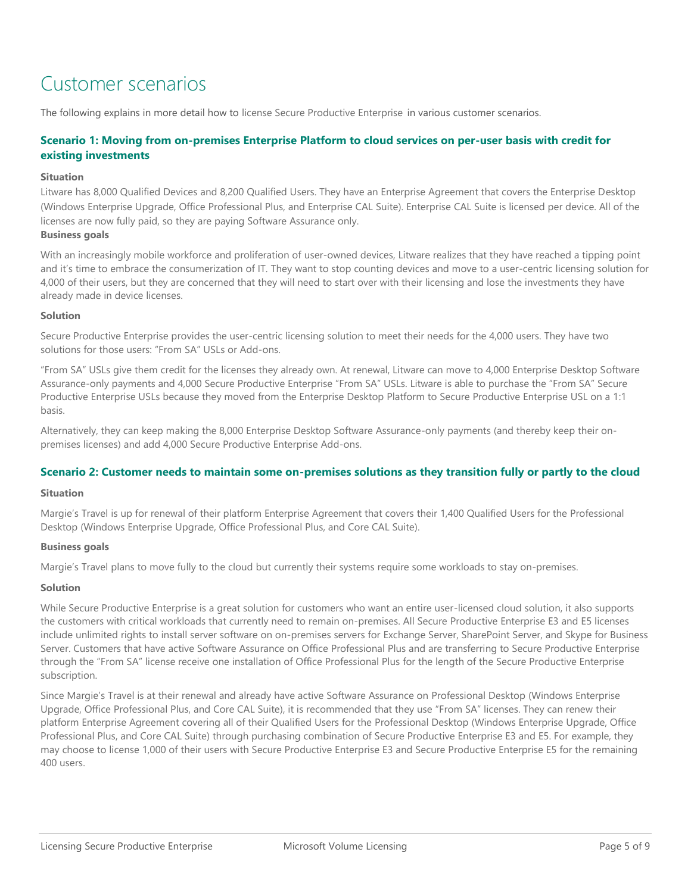# Customer scenarios

The following explains in more detail how to license Secure Productive Enterprise in various customer scenarios.

### Scenario 1: Moving from on-premises Enterprise Platform to cloud services on per-user basis with credit for existing investments

**Situation**

Litware has 8,000 Qualified Devices and 8,200 Qualified Users. They have an Enterprise Agreement that covers the Enterprise Desktop (Windows Enterprise Upgrade, Office Professional Plus, and Enterprise CAL Suite). Enterprise CAL Suite is licensed per device. All of the licenses are now fully paid, so they are paying Software Assurance only.

**Business goals**

With an increasingly mobile workforce and proliferation of user-owned devices, Litware realizes that they have reached a tipping point and it's time to embrace the consumerization of IT. They want to stop counting devices and move to a user-centric licensing solution for 4,000 of their users, but they are concerned that they will need to start over with their licensing and lose the investments they have already made in device licenses.

**Solution**

Secure Productive Enterprise provides the user-centric licensing solution to meet their needs for the 4,000 users. They have two solutions for those users: "From SA" USLs or Add-ons.

"From SA" USLs give them credit for the licenses they already own. At renewal, Litware can move to 4,000 Enterprise Desktop Software Assurance-only payments and 4,000 Secure Productive Enterprise "From SA" USLs. Litware is able to purchase the "From SA" Secure Productive Enterprise USLs because they moved from the Enterprise Desktop Platform to Secure Productive Enterprise USL on a 1:1 basis.

Alternatively, they can keep making the 8,000 Enterprise Desktop Software Assurance-only payments (and thereby keep their on-premises licenses) and add 4,000 Secure Productive Enterprise Add-ons.

### Scenario 2: Customer needs to maintain some on-premises solutions as they transition fully or partly to the cloud

**Situation**

Margie's Travel is up for renewal of their platform Enterprise Agreement that covers their 1,400 Qualified Users for the Professional Desktop (Windows Enterprise Upgrade, Office Professional Plus, and Core CAL Suite).

**Business goals**

Margie's Travel plans to move fully to the cloud but currently their systems require some workloads to stay on-premises.

**Solution**

While Secure Productive Enterprise is a great solution for customers who want an entire user-licensed cloud solution, it also supports the customers with critical workloads that currently need to remain on-premises. All Secure Productive Enterprise E3 and E5 licenses include unlimited rights to install server software on on-premises servers for Exchange Server, SharePoint Server, and Skype for Business Server. Customers that have active Software Assurance on Office Professional Plus and are transferring to Secure Productive Enterprise through the "From SA" license receive one installation of Office Professional Plus for the length of the Secure Productive Enterprise subscription.

Since Margie's Travel is at their renewal and already have active Software Assurance on Professional Desktop (Windows Enterprise Upgrade, Office Professional Plus, and Core CAL Suite), it is recommended that they use "From SA" licenses. They can renew their platform Enterprise Agreement covering all of their Qualified Users for the Professional Desktop (Windows Enterprise Upgrade, Office Professional Plus, and Core CAL Suite) through purchasing combination of Secure Productive Enterprise E3 and E5. For example, they may choose to license 1,000 of their users with Secure Productive Enterprise E3 and Secure Productive Enterprise E5 for the remaining 400 users.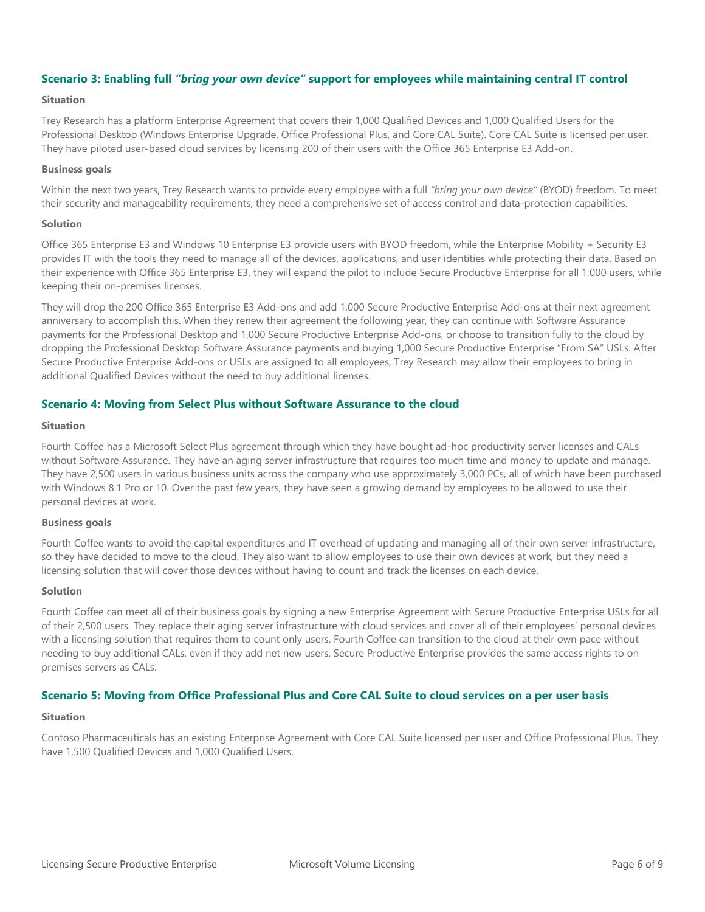### Scenario 3: Enabling full *"bring your own device"* support for employees while maintaining central IT control

**Situation**

Trey Research has a platform Enterprise Agreement that covers their 1,000 Qualified Devices and 1,000 Qualified Users for the Professional Desktop (Windows Enterprise Upgrade, Office Professional Plus, and Core CAL Suite). Core CAL Suite is licensed per user. They have piloted user-based cloud services by licensing 200 of their users with the Office 365 Enterprise E3 Add-on.

**Business goals**

Within the next two years, Trey Research wants to provide every employee with a full *"bring your own device"* (BYOD) freedom. To meet their security and manageability requirements, they need a comprehensive set of access control and data-protection capabilities.

**Solution**

Office 365 Enterprise E3 and Windows 10 Enterprise E3 provide users with BYOD freedom, while the Enterprise Mobility + Security E3 provides IT with the tools they need to manage all of the devices, applications, and user identities while protecting their data. Based on their experience with Office 365 Enterprise E3, they will expand the pilot to include Secure Productive Enterprise for all 1,000 users, while keeping their on-premises licenses.

They will drop the 200 Office 365 Enterprise E3 Add-ons and add 1,000 Secure Productive Enterprise Add-ons at their next agreement anniversary to accomplish this. When they renew their agreement the following year, they can continue with Software Assurance payments for the Professional Desktop and 1,000 Secure Productive Enterprise Add-ons, or choose to transition fully to the cloud by dropping the Professional Desktop Software Assurance payments and buying 1,000 Secure Productive Enterprise "From SA" USLs. After Secure Productive Enterprise Add-ons or USLs are assigned to all employees, Trey Research may allow their employees to bring in additional Qualified Devices without the need to buy additional licenses.

### Scenario 4: Moving from Select Plus without Software Assurance to the cloud

**Situation**

Fourth Coffee has a Microsoft Select Plus agreement through which they have bought ad-hoc productivity server licenses and CALs without Software Assurance. They have an aging server infrastructure that requires too much time and money to update and manage. They have 2,500 users in various business units across the company who use approximately 3,000 PCs, all of which have been purchased with Windows 8.1 Pro or 10. Over the past few years, they have seen a growing demand by employees to be allowed to use their personal devices at work.

**Business goals**

Fourth Coffee wants to avoid the capital expenditures and IT overhead of updating and managing all of their own server infrastructure, so they have decided to move to the cloud. They also want to allow employees to use their own devices at work, but they need a licensing solution that will cover those devices without having to count and track the licenses on each device.

**Solution**

Fourth Coffee can meet all of their business goals by signing a new Enterprise Agreement with Secure Productive Enterprise USLs for all of their 2,500 users. They replace their aging server infrastructure with cloud services and cover all of their employees' personal devices with a licensing solution that requires them to count only users. Fourth Coffee can transition to the cloud at their own pace without needing to buy additional CALs, even if they add net new users. Secure Productive Enterprise provides the same access rights to on premises servers as CALs.

### Scenario 5: Moving from Office Professional Plus and Core CAL Suite to cloud services on a per user basis

**Situation**

Contoso Pharmaceuticals has an existing Enterprise Agreement with Core CAL Suite licensed per user and Office Professional Plus. They have 1,500 Qualified Devices and 1,000 Qualified Users.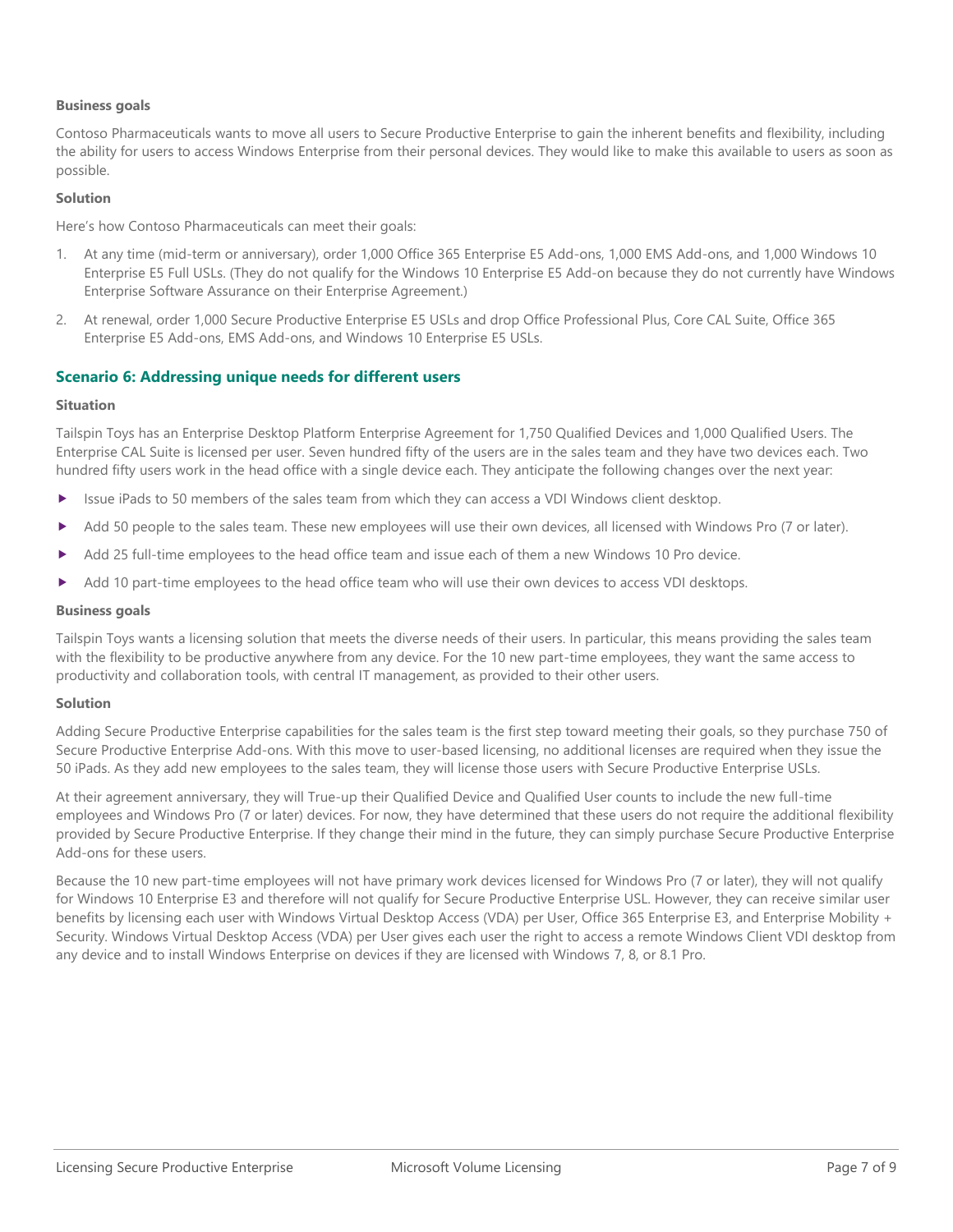**Business goals**

Contoso Pharmaceuticals wants to move all users to Secure Productive Enterprise to gain the inherent benefits and flexibility, including the ability for users to access Windows Enterprise from their personal devices. They would like to make this available to users as soon as possible.

**Solution**

Here's how Contoso Pharmaceuticals can meet their goals:

1. At any time (mid-term or anniversary), order 1,000 Office 365 Enterprise E5 Add-ons, 1,000 EMS Add-ons, and 1,000 Windows 10 Enterprise E5 Full USLs. (They do not qualify for the Windows 10 Enterprise E5 Add-on because they do not currently have Windows Enterprise Software Assurance on their Enterprise Agreement.)
2. At renewal, order 1,000 Secure Productive Enterprise E5 USLs and drop Office Professional Plus, Core CAL Suite, Office 365 Enterprise E5 Add-ons, EMS Add-ons, and Windows 10 Enterprise E5 USLs.

## Scenario 6: Addressing unique needs for different users

**Situation**

Tailspin Toys has an Enterprise Desktop Platform Enterprise Agreement for 1,750 Qualified Devices and 1,000 Qualified Users. The Enterprise CAL Suite is licensed per user. Seven hundred fifty of the users are in the sales team and they have two devices each. Two hundred fifty users work in the head office with a single device each. They anticipate the following changes over the next year:

- Issue iPads to 50 members of the sales team from which they can access a VDI Windows client desktop.
- Add 50 people to the sales team. These new employees will use their own devices, all licensed with Windows Pro (7 or later).
- Add 25 full-time employees to the head office team and issue each of them a new Windows 10 Pro device.
- Add 10 part-time employees to the head office team who will use their own devices to access VDI desktops.

**Business goals**

Tailspin Toys wants a licensing solution that meets the diverse needs of their users. In particular, this means providing the sales team with the flexibility to be productive anywhere from any device. For the 10 new part-time employees, they want the same access to productivity and collaboration tools, with central IT management, as provided to their other users.

**Solution**

Adding Secure Productive Enterprise capabilities for the sales team is the first step toward meeting their goals, so they purchase 750 of Secure Productive Enterprise Add-ons. With this move to user-based licensing, no additional licenses are required when they issue the 50 iPads. As they add new employees to the sales team, they will license those users with Secure Productive Enterprise USLs.

At their agreement anniversary, they will True-up their Qualified Device and Qualified User counts to include the new full-time employees and Windows Pro (7 or later) devices. For now, they have determined that these users do not require the additional flexibility provided by Secure Productive Enterprise. If they change their mind in the future, they can simply purchase Secure Productive Enterprise Add-ons for these users.

Because the 10 new part-time employees will not have primary work devices licensed for Windows Pro (7 or later), they will not qualify for Windows 10 Enterprise E3 and therefore will not qualify for Secure Productive Enterprise USL. However, they can receive similar user benefits by licensing each user with Windows Virtual Desktop Access (VDA) per User, Office 365 Enterprise E3, and Enterprise Mobility + Security. Windows Virtual Desktop Access (VDA) per User gives each user the right to access a remote Windows Client VDI desktop from any device and to install Windows Enterprise on devices if they are licensed with Windows 7, 8, or 8.1 Pro.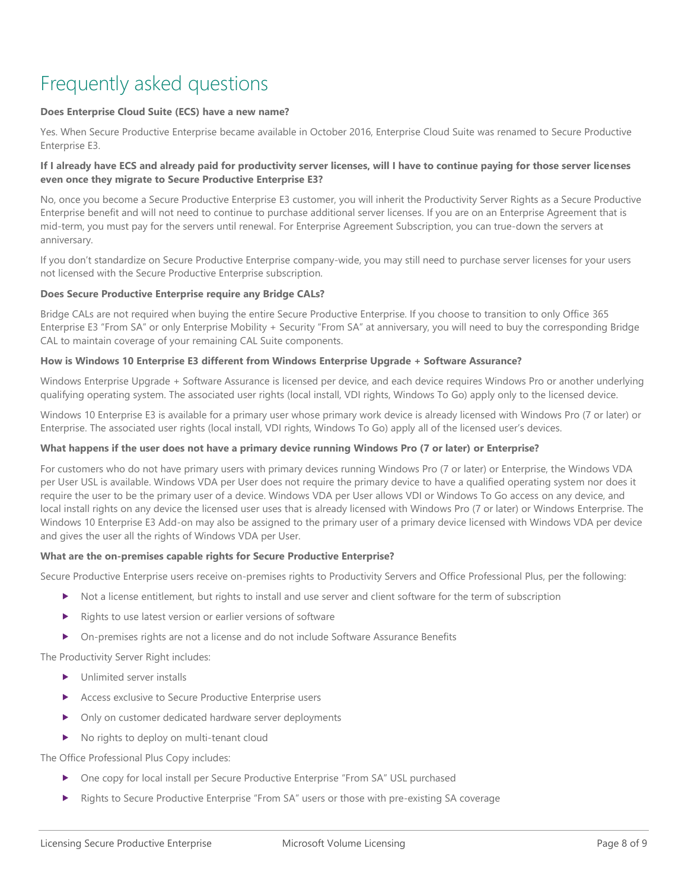# Frequently asked questions

**Does Enterprise Cloud Suite (ECS) have a new name?**

Yes. When Secure Productive Enterprise became available in October 2016, Enterprise Cloud Suite was renamed to Secure Productive Enterprise E3.

**If I already have ECS and already paid for productivity server licenses, will I have to continue paying for those server licenses even once they migrate to Secure Productive Enterprise E3?**

No, once you become a Secure Productive Enterprise E3 customer, you will inherit the Productivity Server Rights as a Secure Productive Enterprise benefit and will not need to continue to purchase additional server licenses. If you are on an Enterprise Agreement that is mid-term, you must pay for the servers until renewal. For Enterprise Agreement Subscription, you can true-down the servers at anniversary.

If you don't standardize on Secure Productive Enterprise company-wide, you may still need to purchase server licenses for your users not licensed with the Secure Productive Enterprise subscription.

**Does Secure Productive Enterprise require any Bridge CALs?**

Bridge CALs are not required when buying the entire Secure Productive Enterprise. If you choose to transition to only Office 365 Enterprise E3 "From SA" or only Enterprise Mobility + Security "From SA" at anniversary, you will need to buy the corresponding Bridge CAL to maintain coverage of your remaining CAL Suite components.

**How is Windows 10 Enterprise E3 different from Windows Enterprise Upgrade + Software Assurance?**

Windows Enterprise Upgrade + Software Assurance is licensed per device, and each device requires Windows Pro or another underlying qualifying operating system. The associated user rights (local install, VDI rights, Windows To Go) apply only to the licensed device.

Windows 10 Enterprise E3 is available for a primary user whose primary work device is already licensed with Windows Pro (7 or later) or Enterprise. The associated user rights (local install, VDI rights, Windows To Go) apply all of the licensed user's devices.

**What happens if the user does not have a primary device running Windows Pro (7 or later) or Enterprise?**

For customers who do not have primary users with primary devices running Windows Pro (7 or later) or Enterprise, the Windows VDA per User USL is available. Windows VDA per User does not require the primary device to have a qualified operating system nor does it require the user to be the primary user of a device. Windows VDA per User allows VDI or Windows To Go access on any device, and local install rights on any device the licensed user uses that is already licensed with Windows Pro (7 or later) or Windows Enterprise. The Windows 10 Enterprise E3 Add-on may also be assigned to the primary user of a primary device licensed with Windows VDA per device and gives the user all the rights of Windows VDA per User.

**What are the on-premises capable rights for Secure Productive Enterprise?**

Secure Productive Enterprise users receive on-premises rights to Productivity Servers and Office Professional Plus, per the following:

- Not a license entitlement, but rights to install and use server and client software for the term of subscription
- Rights to use latest version or earlier versions of software
- On-premises rights are not a license and do not include Software Assurance Benefits

The Productivity Server Right includes:

- Unlimited server installs
- Access exclusive to Secure Productive Enterprise users
- Only on customer dedicated hardware server deployments
- No rights to deploy on multi-tenant cloud

The Office Professional Plus Copy includes:

- One copy for local install per Secure Productive Enterprise "From SA" USL purchased
- Rights to Secure Productive Enterprise "From SA" users or those with pre-existing SA coverage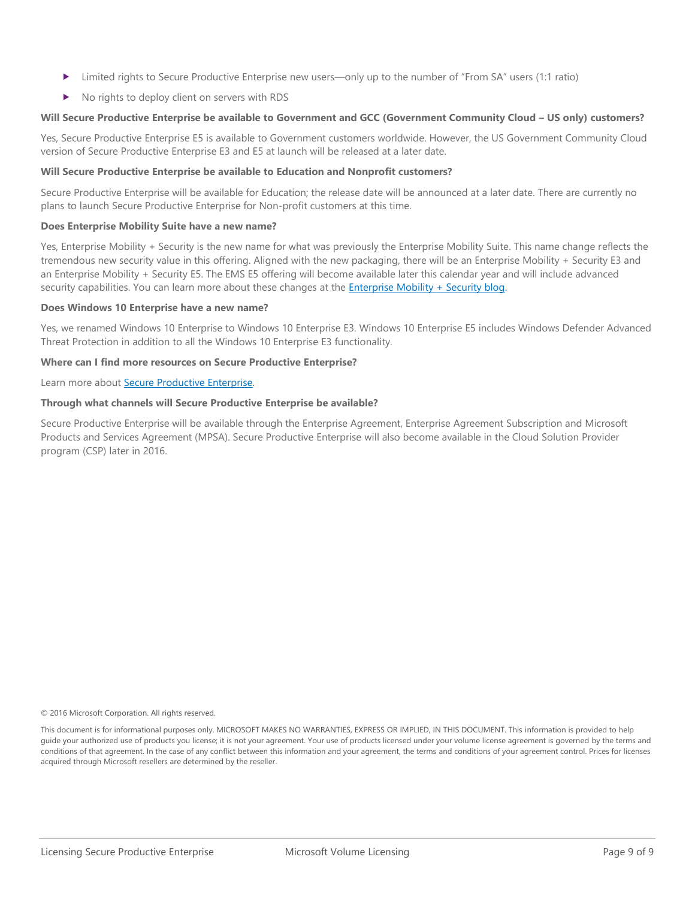- Limited rights to Secure Productive Enterprise new users—only up to the number of "From SA" users (1:1 ratio)
- No rights to deploy client on servers with RDS

**Will Secure Productive Enterprise be available to Government and GCC (Government Community Cloud – US only) customers?**

Yes, Secure Productive Enterprise E5 is available to Government customers worldwide. However, the US Government Community Cloud version of Secure Productive Enterprise E3 and E5 at launch will be released at a later date.

**Will Secure Productive Enterprise be available to Education and Nonprofit customers?**

Secure Productive Enterprise will be available for Education; the release date will be announced at a later date. There are currently no plans to launch Secure Productive Enterprise for Non-profit customers at this time.

**Does Enterprise Mobility Suite have a new name?**

Yes, Enterprise Mobility + Security is the new name for what was previously the Enterprise Mobility Suite. This name change reflects the tremendous new security value in this offering. Aligned with the new packaging, there will be an Enterprise Mobility + Security E3 and an Enterprise Mobility + Security E5. The EMS E5 offering will become available later this calendar year and will include advanced security capabilities. You can learn more about these changes at the Enterprise Mobility + Security blog.

**Does Windows 10 Enterprise have a new name?**

Yes, we renamed Windows 10 Enterprise to Windows 10 Enterprise E3. Windows 10 Enterprise E5 includes Windows Defender Advanced Threat Protection in addition to all the Windows 10 Enterprise E3 functionality.

**Where can I find more resources on Secure Productive Enterprise?**

Learn more about Secure Productive Enterprise.

**Through what channels will Secure Productive Enterprise be available?**

Secure Productive Enterprise will be available through the Enterprise Agreement, Enterprise Agreement Subscription and Microsoft Products and Services Agreement (MPSA). Secure Productive Enterprise will also become available in the Cloud Solution Provider program (CSP) later in 2016.

© 2016 Microsoft Corporation. All rights reserved.

This document is for informational purposes only. MICROSOFT MAKES NO WARRANTIES, EXPRESS OR IMPLIED, IN THIS DOCUMENT. This information is provided to help guide your authorized use of products you license; it is not your agreement. Your use of products licensed under your volume license agreement is governed by the terms and conditions of that agreement. In the case of any conflict between this information and your agreement, the terms and conditions of your agreement control. Prices for licenses acquired through Microsoft resellers are determined by the reseller.